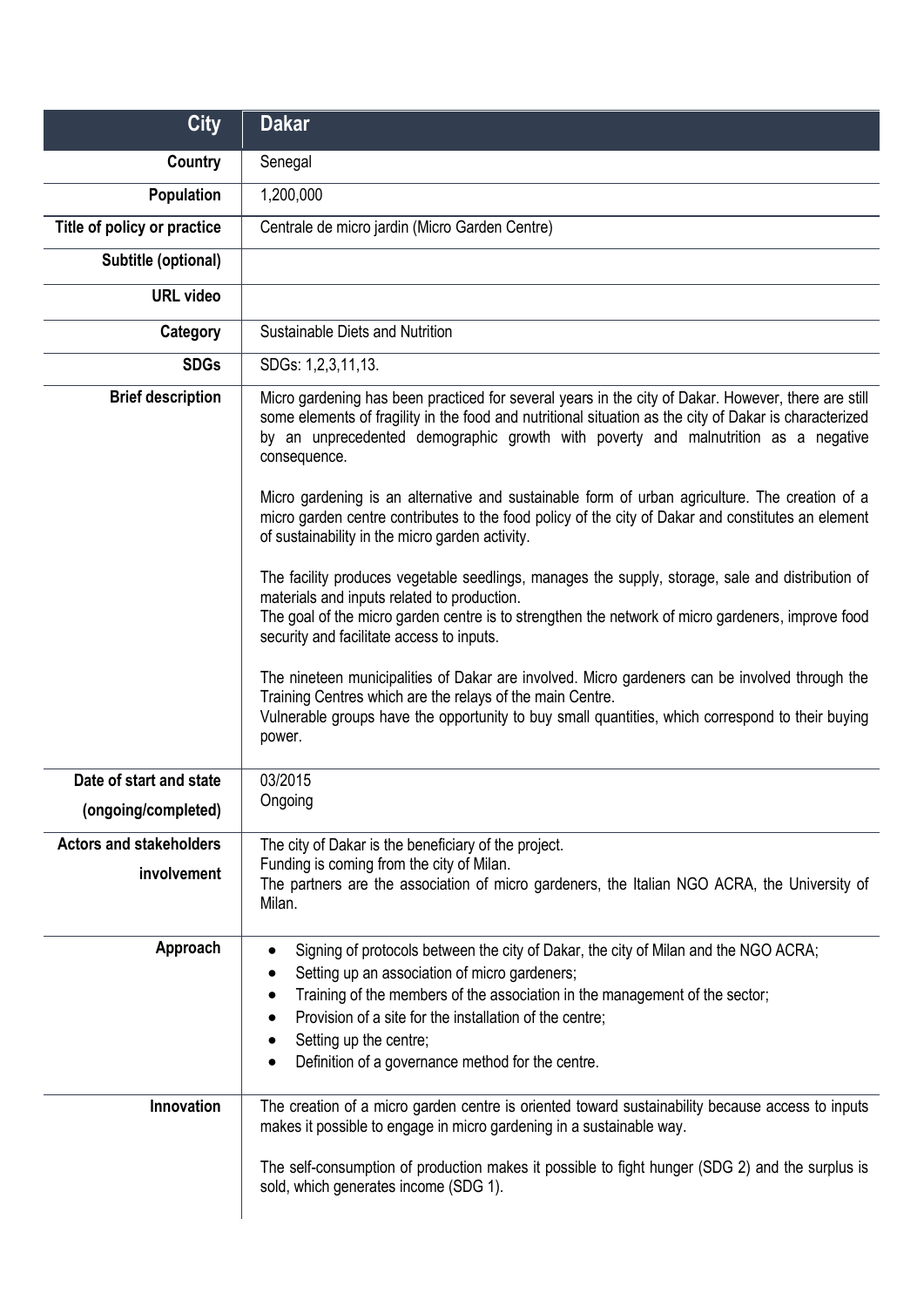| City | Dakar |
|---|---|
| Country | Senegal |
| Population | 1,200,000 |
| Title of policy or practice | Centrale de micro jardin (Micro Garden Centre) |
| Subtitle (optional) | |
| URL video | |
| Category | Sustainable Diets and Nutrition |
| SDGs | SDGs: 1,2,3,11,13. |
| Brief description | Micro gardening has been practiced for several years in the city of Dakar. However, there are still some elements of fragility in the food and nutritional situation as the city of Dakar is characterized by an unprecedented demographic growth with poverty and malnutrition as a negative consequence.<br><br>Micro gardening is an alternative and sustainable form of urban agriculture. The creation of a micro garden centre contributes to the food policy of the city of Dakar and constitutes an element of sustainability in the micro garden activity.<br><br>The facility produces vegetable seedlings, manages the supply, storage, sale and distribution of materials and inputs related to production.<br>The goal of the micro garden centre is to strengthen the network of micro gardeners, improve food security and facilitate access to inputs.<br><br>The nineteen municipalities of Dakar are involved. Micro gardeners can be involved through the Training Centres which are the relays of the main Centre.<br>Vulnerable groups have the opportunity to buy small quantities, which correspond to their buying power. |
| Date of start and state (ongoing/completed) | 03/2015<br>Ongoing |
| Actors and stakeholders involvement | The city of Dakar is the beneficiary of the project.<br>Funding is coming from the city of Milan.<br>The partners are the association of micro gardeners, the Italian NGO ACRA, the University of Milan. |
| Approach | • Signing of protocols between the city of Dakar, the city of Milan and the NGO ACRA;<br>• Setting up an association of micro gardeners;<br>• Training of the members of the association in the management of the sector;<br>• Provision of a site for the installation of the centre;<br>• Setting up the centre;<br>• Definition of a governance method for the centre. |
| Innovation | The creation of a micro garden centre is oriented toward sustainability because access to inputs makes it possible to engage in micro gardening in a sustainable way.<br><br>The self-consumption of production makes it possible to fight hunger (SDG 2) and the surplus is sold, which generates income (SDG 1). |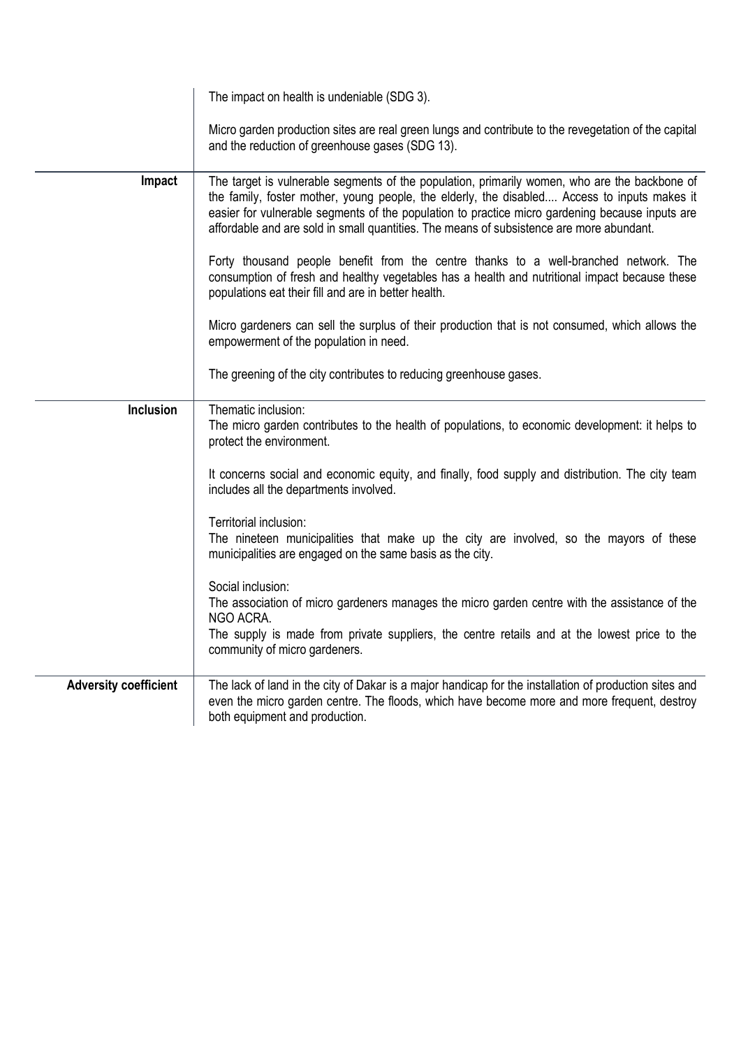| | |
|---|---|
| | The impact on health is undeniable (SDG 3).<br><br>Micro garden production sites are real green lungs and contribute to the revegetation of the capital and the reduction of greenhouse gases (SDG 13). |
| **Impact** | The target is vulnerable segments of the population, primarily women, who are the backbone of the family, foster mother, young people, the elderly, the disabled.... Access to inputs makes it easier for vulnerable segments of the population to practice micro gardening because inputs are affordable and are sold in small quantities. The means of subsistence are more abundant.<br><br>Forty thousand people benefit from the centre thanks to a well-branched network. The consumption of fresh and healthy vegetables has a health and nutritional impact because these populations eat their fill and are in better health.<br><br>Micro gardeners can sell the surplus of their production that is not consumed, which allows the empowerment of the population in need.<br><br>The greening of the city contributes to reducing greenhouse gases. |
| **Inclusion** | Thematic inclusion:<br>The micro garden contributes to the health of populations, to economic development: it helps to protect the environment.<br><br>It concerns social and economic equity, and finally, food supply and distribution. The city team includes all the departments involved.<br><br>Territorial inclusion:<br>The nineteen municipalities that make up the city are involved, so the mayors of these municipalities are engaged on the same basis as the city.<br><br>Social inclusion:<br>The association of micro gardeners manages the micro garden centre with the assistance of the NGO ACRA.<br>The supply is made from private suppliers, the centre retails and at the lowest price to the community of micro gardeners. |
| **Adversity coefficient** | The lack of land in the city of Dakar is a major handicap for the installation of production sites and even the micro garden centre. The floods, which have become more and more frequent, destroy both equipment and production. |